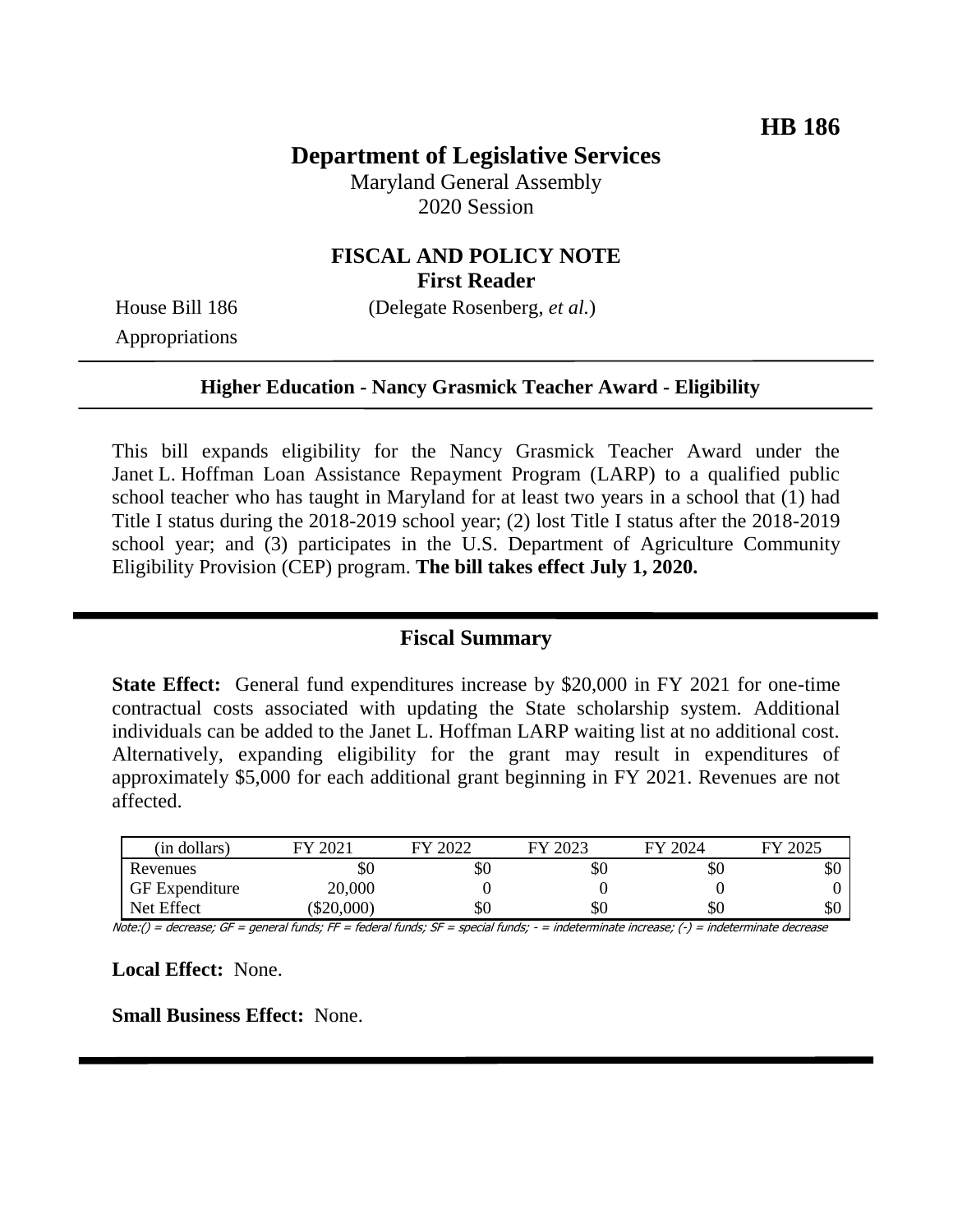HB 186

# Department of Legislative Services

Maryland General Assembly
2020 Session

## FISCAL AND POLICY NOTE
**First Reader**

House Bill 186 (Delegate Rosenberg, *et al.*)
Appropriations

---

**Higher Education - Nancy Grasmick Teacher Award - Eligibility**

---

This bill expands eligibility for the Nancy Grasmick Teacher Award under the Janet L. Hoffman Loan Assistance Repayment Program (LARP) to a qualified public school teacher who has taught in Maryland for at least two years in a school that (1) had Title I status during the 2018-2019 school year; (2) lost Title I status after the 2018-2019 school year; and (3) participates in the U.S. Department of Agriculture Community Eligibility Provision (CEP) program. **The bill takes effect July 1, 2020.**

---

## Fiscal Summary

**State Effect:** General fund expenditures increase by $20,000 in FY 2021 for one-time contractual costs associated with updating the State scholarship system. Additional individuals can be added to the Janet L. Hoffman LARP waiting list at no additional cost. Alternatively, expanding eligibility for the grant may result in expenditures of approximately $5,000 for each additional grant beginning in FY 2021. Revenues are not affected.

| (in dollars) | FY 2021 | FY 2022 | FY 2023 | FY 2024 | FY 2025 |
|---|---|---|---|---|---|
| Revenues | $0 | $0 | $0 | $0 | $0 |
| GF Expenditure | 20,000 | 0 | 0 | 0 | 0 |
| Net Effect | ($20,000) | $0 | $0 | $0 | $0 |

Note:() = decrease; GF = general funds; FF = federal funds; SF = special funds; - = indeterminate increase; (-) = indeterminate decrease

**Local Effect:** None.

**Small Business Effect:** None.

---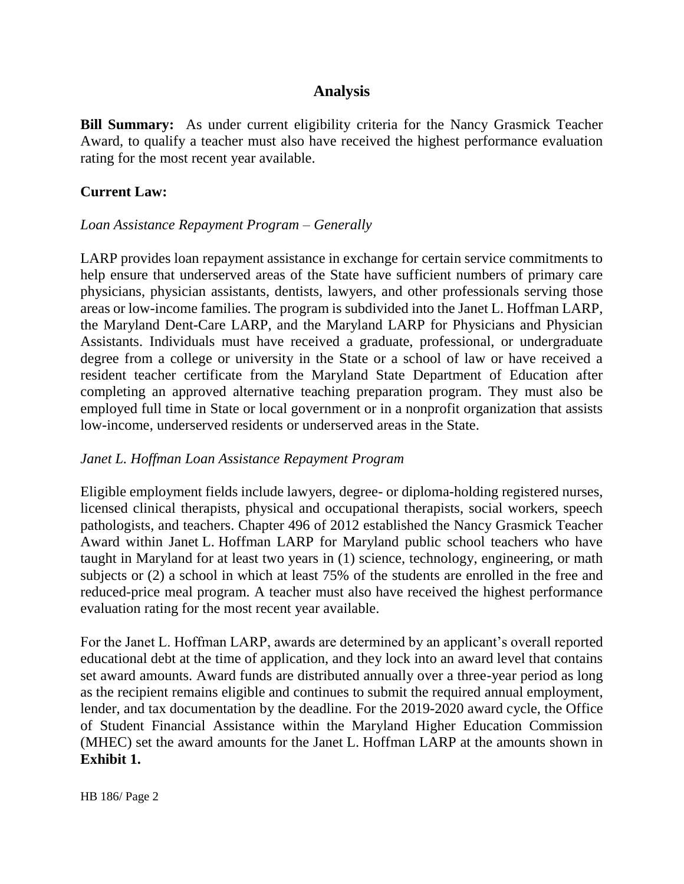## Analysis

**Bill Summary:** As under current eligibility criteria for the Nancy Grasmick Teacher Award, to qualify a teacher must also have received the highest performance evaluation rating for the most recent year available.

**Current Law:**

*Loan Assistance Repayment Program – Generally*

LARP provides loan repayment assistance in exchange for certain service commitments to help ensure that underserved areas of the State have sufficient numbers of primary care physicians, physician assistants, dentists, lawyers, and other professionals serving those areas or low-income families. The program is subdivided into the Janet L. Hoffman LARP, the Maryland Dent-Care LARP, and the Maryland LARP for Physicians and Physician Assistants. Individuals must have received a graduate, professional, or undergraduate degree from a college or university in the State or a school of law or have received a resident teacher certificate from the Maryland State Department of Education after completing an approved alternative teaching preparation program. They must also be employed full time in State or local government or in a nonprofit organization that assists low-income, underserved residents or underserved areas in the State.

*Janet L. Hoffman Loan Assistance Repayment Program*

Eligible employment fields include lawyers, degree- or diploma-holding registered nurses, licensed clinical therapists, physical and occupational therapists, social workers, speech pathologists, and teachers. Chapter 496 of 2012 established the Nancy Grasmick Teacher Award within Janet L. Hoffman LARP for Maryland public school teachers who have taught in Maryland for at least two years in (1) science, technology, engineering, or math subjects or (2) a school in which at least 75% of the students are enrolled in the free and reduced-price meal program. A teacher must also have received the highest performance evaluation rating for the most recent year available.

For the Janet L. Hoffman LARP, awards are determined by an applicant's overall reported educational debt at the time of application, and they lock into an award level that contains set award amounts. Award funds are distributed annually over a three-year period as long as the recipient remains eligible and continues to submit the required annual employment, lender, and tax documentation by the deadline. For the 2019-2020 award cycle, the Office of Student Financial Assistance within the Maryland Higher Education Commission (MHEC) set the award amounts for the Janet L. Hoffman LARP at the amounts shown in **Exhibit 1.**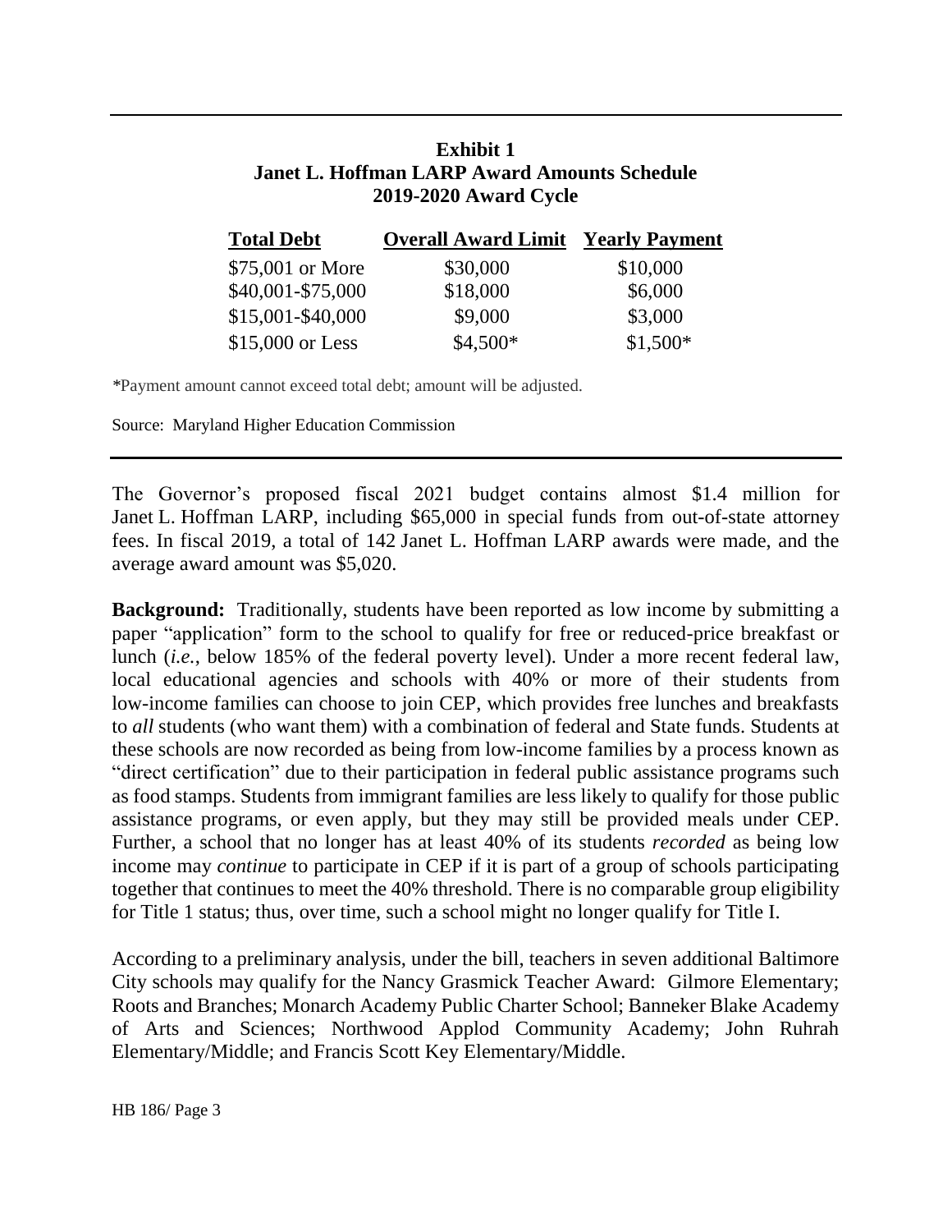**Exhibit 1**
**Janet L. Hoffman LARP Award Amounts Schedule**
**2019-2020 Award Cycle**

| Total Debt | Overall Award Limit | Yearly Payment |
|---|---|---|
| $75,001 or More | $30,000 | $10,000 |
| $40,001-$75,000 | $18,000 | $6,000 |
| $15,001-$40,000 | $9,000 | $3,000 |
| $15,000 or Less | $4,500* | $1,500* |

*Payment amount cannot exceed total debt; amount will be adjusted.

Source: Maryland Higher Education Commission

The Governor's proposed fiscal 2021 budget contains almost $1.4 million for Janet L. Hoffman LARP, including $65,000 in special funds from out-of-state attorney fees. In fiscal 2019, a total of 142 Janet L. Hoffman LARP awards were made, and the average award amount was $5,020.

**Background:** Traditionally, students have been reported as low income by submitting a paper "application" form to the school to qualify for free or reduced-price breakfast or lunch (*i.e.*, below 185% of the federal poverty level). Under a more recent federal law, local educational agencies and schools with 40% or more of their students from low-income families can choose to join CEP, which provides free lunches and breakfasts to *all* students (who want them) with a combination of federal and State funds. Students at these schools are now recorded as being from low-income families by a process known as "direct certification" due to their participation in federal public assistance programs such as food stamps. Students from immigrant families are less likely to qualify for those public assistance programs, or even apply, but they may still be provided meals under CEP. Further, a school that no longer has at least 40% of its students *recorded* as being low income may *continue* to participate in CEP if it is part of a group of schools participating together that continues to meet the 40% threshold. There is no comparable group eligibility for Title 1 status; thus, over time, such a school might no longer qualify for Title I.

According to a preliminary analysis, under the bill, teachers in seven additional Baltimore City schools may qualify for the Nancy Grasmick Teacher Award: Gilmore Elementary; Roots and Branches; Monarch Academy Public Charter School; Banneker Blake Academy of Arts and Sciences; Northwood Applod Community Academy; John Ruhrah Elementary/Middle; and Francis Scott Key Elementary/Middle.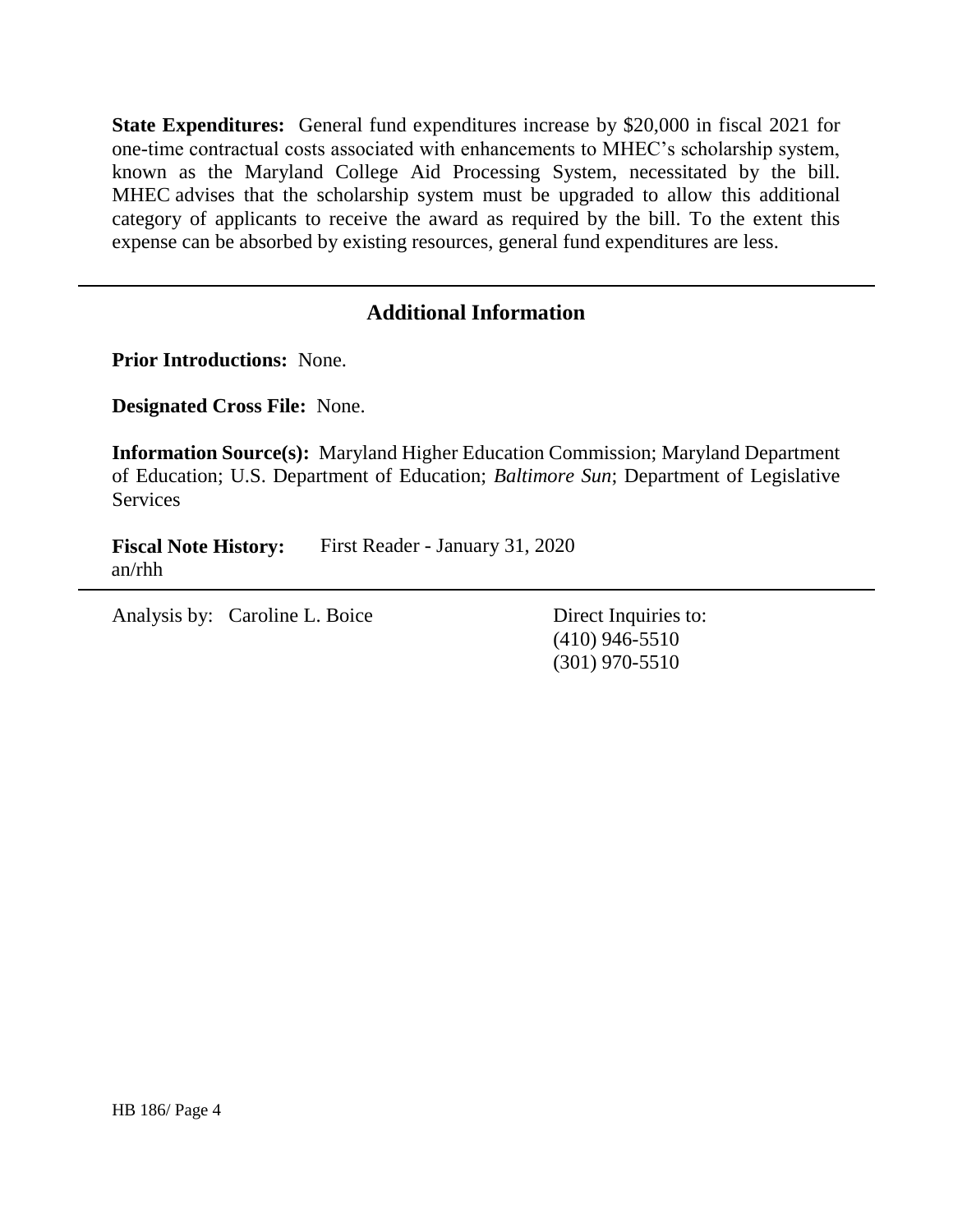**State Expenditures:** General fund expenditures increase by $20,000 in fiscal 2021 for one-time contractual costs associated with enhancements to MHEC's scholarship system, known as the Maryland College Aid Processing System, necessitated by the bill. MHEC advises that the scholarship system must be upgraded to allow this additional category of applicants to receive the award as required by the bill. To the extent this expense can be absorbed by existing resources, general fund expenditures are less.

---

## Additional Information

**Prior Introductions:** None.

**Designated Cross File:** None.

**Information Source(s):** Maryland Higher Education Commission; Maryland Department of Education; U.S. Department of Education; *Baltimore Sun*; Department of Legislative Services

**Fiscal Note History:** First Reader - January 31, 2020
an/rhh

---

Analysis by: Caroline L. Boice

Direct Inquiries to:
(410) 946-5510
(301) 970-5510